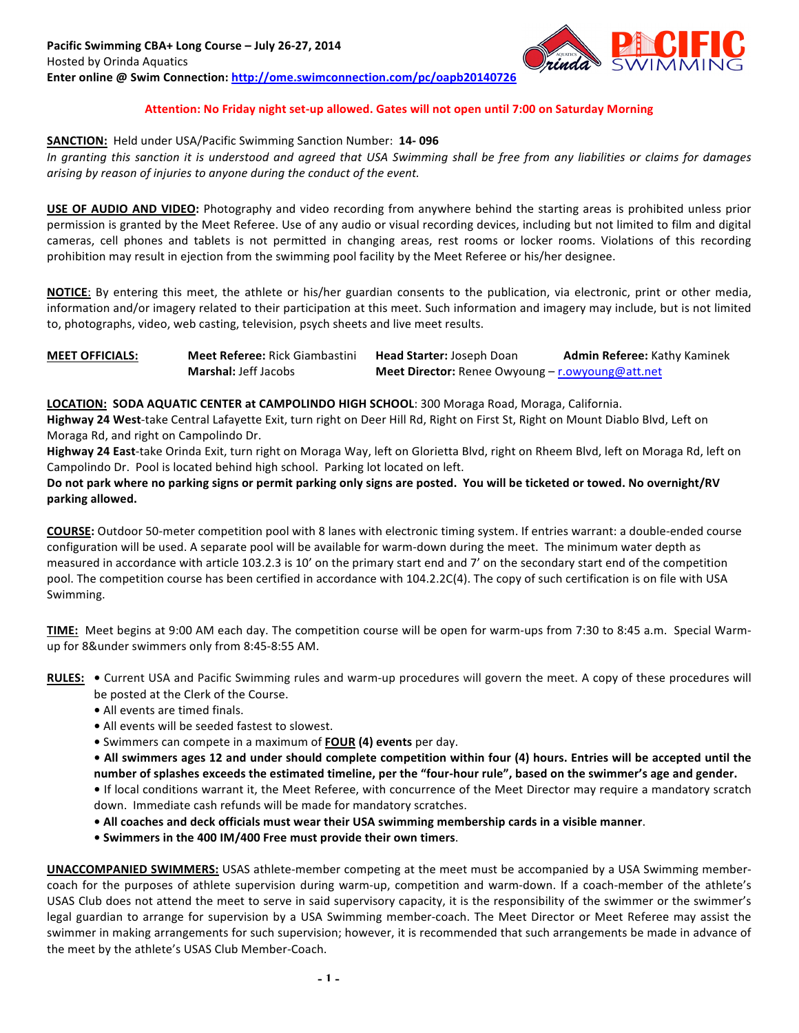**Pacific Swimming CBA+ Long Course – July 26-27, 2014**
Hosted by Orinda Aquatics
**Enter online @ Swim Connection: http://ome.swimconnection.com/pc/oapb20140726**

**Attention: No Friday night set-up allowed. Gates will not open until 7:00 on Saturday Morning**

**SANCTION:** Held under USA/Pacific Swimming Sanction Number: **14- 096**
*In granting this sanction it is understood and agreed that USA Swimming shall be free from any liabilities or claims for damages arising by reason of injuries to anyone during the conduct of the event.*

**USE OF AUDIO AND VIDEO:** Photography and video recording from anywhere behind the starting areas is prohibited unless prior permission is granted by the Meet Referee. Use of any audio or visual recording devices, including but not limited to film and digital cameras, cell phones and tablets is not permitted in changing areas, rest rooms or locker rooms. Violations of this recording prohibition may result in ejection from the swimming pool facility by the Meet Referee or his/her designee.

**NOTICE**: By entering this meet, the athlete or his/her guardian consents to the publication, via electronic, print or other media, information and/or imagery related to their participation at this meet. Such information and imagery may include, but is not limited to, photographs, video, web casting, television, psych sheets and live meet results.

**MEET OFFICIALS:**
**Meet Referee:** Rick Giambastini
**Head Starter:** Joseph Doan
**Admin Referee:** Kathy Kaminek
**Marshal:** Jeff Jacobs
**Meet Director:** Renee Owyoung – r.owyoung@att.net

**LOCATION: SODA AQUATIC CENTER at CAMPOLINDO HIGH SCHOOL**: 300 Moraga Road, Moraga, California.
**Highway 24 West**-take Central Lafayette Exit, turn right on Deer Hill Rd, Right on First St, Right on Mount Diablo Blvd, Left on Moraga Rd, and right on Campolindo Dr.
**Highway 24 East**-take Orinda Exit, turn right on Moraga Way, left on Glorietta Blvd, right on Rheem Blvd, left on Moraga Rd, left on Campolindo Dr. Pool is located behind high school. Parking lot located on left.
**Do not park where no parking signs or permit parking only signs are posted. You will be ticketed or towed. No overnight/RV parking allowed.**

**COURSE:** Outdoor 50-meter competition pool with 8 lanes with electronic timing system. If entries warrant: a double-ended course configuration will be used. A separate pool will be available for warm-down during the meet. The minimum water depth as measured in accordance with article 103.2.3 is 10' on the primary start end and 7' on the secondary start end of the competition pool. The competition course has been certified in accordance with 104.2.2C(4). The copy of such certification is on file with USA Swimming.

**TIME:** Meet begins at 9:00 AM each day. The competition course will be open for warm-ups from 7:30 to 8:45 a.m. Special Warm-up for 8&under swimmers only from 8:45-8:55 AM.

**RULES:**
- Current USA and Pacific Swimming rules and warm-up procedures will govern the meet. A copy of these procedures will be posted at the Clerk of the Course.
- All events are timed finals.
- All events will be seeded fastest to slowest.
- Swimmers can compete in a maximum of **FOUR (4) events** per day.
- **All swimmers ages 12 and under should complete competition within four (4) hours. Entries will be accepted until the number of splashes exceeds the estimated timeline, per the "four-hour rule", based on the swimmer's age and gender.**
- If local conditions warrant it, the Meet Referee, with concurrence of the Meet Director may require a mandatory scratch down. Immediate cash refunds will be made for mandatory scratches.
- **All coaches and deck officials must wear their USA swimming membership cards in a visible manner**.
- **Swimmers in the 400 IM/400 Free must provide their own timers**.

**UNACCOMPANIED SWIMMERS:** USAS athlete-member competing at the meet must be accompanied by a USA Swimming member-coach for the purposes of athlete supervision during warm-up, competition and warm-down. If a coach-member of the athlete's USAS Club does not attend the meet to serve in said supervisory capacity, it is the responsibility of the swimmer or the swimmer's legal guardian to arrange for supervision by a USA Swimming member-coach. The Meet Director or Meet Referee may assist the swimmer in making arrangements for such supervision; however, it is recommended that such arrangements be made in advance of the meet by the athlete's USAS Club Member-Coach.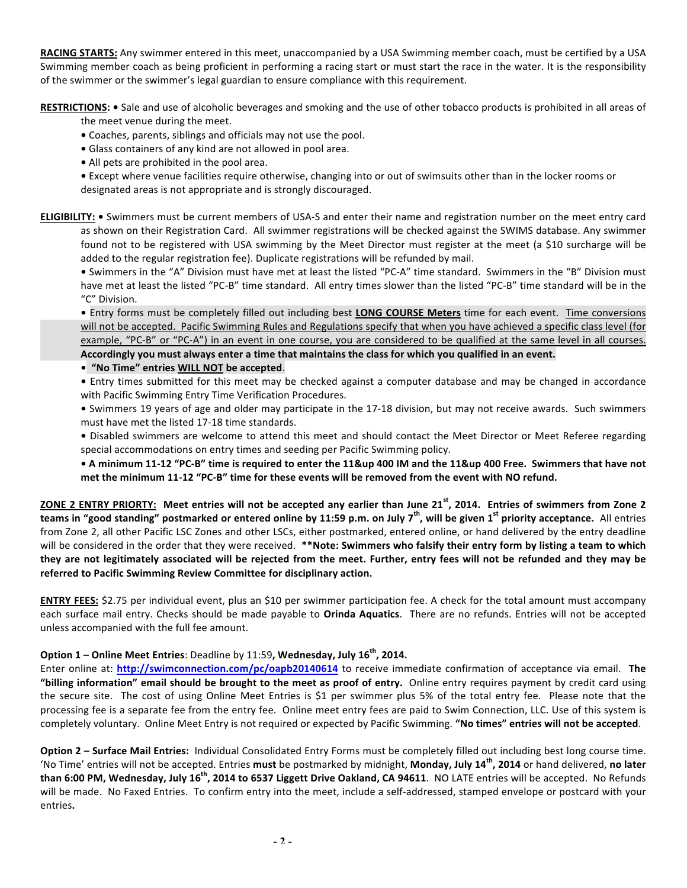**RACING STARTS:** Any swimmer entered in this meet, unaccompanied by a USA Swimming member coach, must be certified by a USA Swimming member coach as being proficient in performing a racing start or must start the race in the water. It is the responsibility of the swimmer or the swimmer's legal guardian to ensure compliance with this requirement.

**RESTRICTIONS:** • Sale and use of alcoholic beverages and smoking and the use of other tobacco products is prohibited in all areas of the meet venue during the meet.

- Coaches, parents, siblings and officials may not use the pool.
- Glass containers of any kind are not allowed in pool area.
- All pets are prohibited in the pool area.
- Except where venue facilities require otherwise, changing into or out of swimsuits other than in the locker rooms or designated areas is not appropriate and is strongly discouraged.

**ELIGIBILITY:** • Swimmers must be current members of USA-S and enter their name and registration number on the meet entry card as shown on their Registration Card. All swimmer registrations will be checked against the SWIMS database. Any swimmer found not to be registered with USA swimming by the Meet Director must register at the meet (a $10 surcharge will be added to the regular registration fee). Duplicate registrations will be refunded by mail.

- Swimmers in the "A" Division must have met at least the listed "PC-A" time standard. Swimmers in the "B" Division must have met at least the listed "PC-B" time standard. All entry times slower than the listed "PC-B" time standard will be in the "C" Division.
- Entry forms must be completely filled out including best **LONG COURSE Meters** time for each event. Time conversions will not be accepted. Pacific Swimming Rules and Regulations specify that when you have achieved a specific class level (for example, "PC-B" or "PC-A") in an event in one course, you are considered to be qualified at the same level in all courses. **Accordingly you must always enter a time that maintains the class for which you qualified in an event.**
- **"No Time" entries WILL NOT be accepted**.
- Entry times submitted for this meet may be checked against a computer database and may be changed in accordance with Pacific Swimming Entry Time Verification Procedures.
- Swimmers 19 years of age and older may participate in the 17-18 division, but may not receive awards. Such swimmers must have met the listed 17-18 time standards.
- Disabled swimmers are welcome to attend this meet and should contact the Meet Director or Meet Referee regarding special accommodations on entry times and seeding per Pacific Swimming policy.
- **A minimum 11-12 "PC-B" time is required to enter the 11&up 400 IM and the 11&up 400 Free. Swimmers that have not met the minimum 11-12 "PC-B" time for these events will be removed from the event with NO refund.**

**ZONE 2 ENTRY PRIORTY: Meet entries will not be accepted any earlier than June 21st, 2014. Entries of swimmers from Zone 2 teams in "good standing" postmarked or entered online by 11:59 p.m. on July 7th, will be given 1st priority acceptance.** All entries from Zone 2, all other Pacific LSC Zones and other LSCs, either postmarked, entered online, or hand delivered by the entry deadline will be considered in the order that they were received. **\*\*Note: Swimmers who falsify their entry form by listing a team to which they are not legitimately associated will be rejected from the meet. Further, entry fees will not be refunded and they may be referred to Pacific Swimming Review Committee for disciplinary action.**

**ENTRY FEES:** $2.75 per individual event, plus an $10 per swimmer participation fee. A check for the total amount must accompany each surface mail entry. Checks should be made payable to **Orinda Aquatics**. There are no refunds. Entries will not be accepted unless accompanied with the full fee amount.

**Option 1 – Online Meet Entries**: Deadline by 11:59**, Wednesday, July 16th, 2014.**

Enter online at: **http://swimconnection.com/pc/oapb20140614** to receive immediate confirmation of acceptance via email. **The "billing information" email should be brought to the meet as proof of entry.** Online entry requires payment by credit card using the secure site. The cost of using Online Meet Entries is $1 per swimmer plus 5% of the total entry fee. Please note that the processing fee is a separate fee from the entry fee. Online meet entry fees are paid to Swim Connection, LLC. Use of this system is completely voluntary. Online Meet Entry is not required or expected by Pacific Swimming. **"No times" entries will not be accepted**.

**Option 2 – Surface Mail Entries:** Individual Consolidated Entry Forms must be completely filled out including best long course time. 'No Time' entries will not be accepted. Entries **must** be postmarked by midnight, **Monday, July 14th, 2014** or hand delivered, **no later than 6:00 PM, Wednesday, July 16th, 2014 to 6537 Liggett Drive Oakland, CA 94611**. NO LATE entries will be accepted. No Refunds will be made. No Faxed Entries. To confirm entry into the meet, include a self-addressed, stamped envelope or postcard with your entries**.**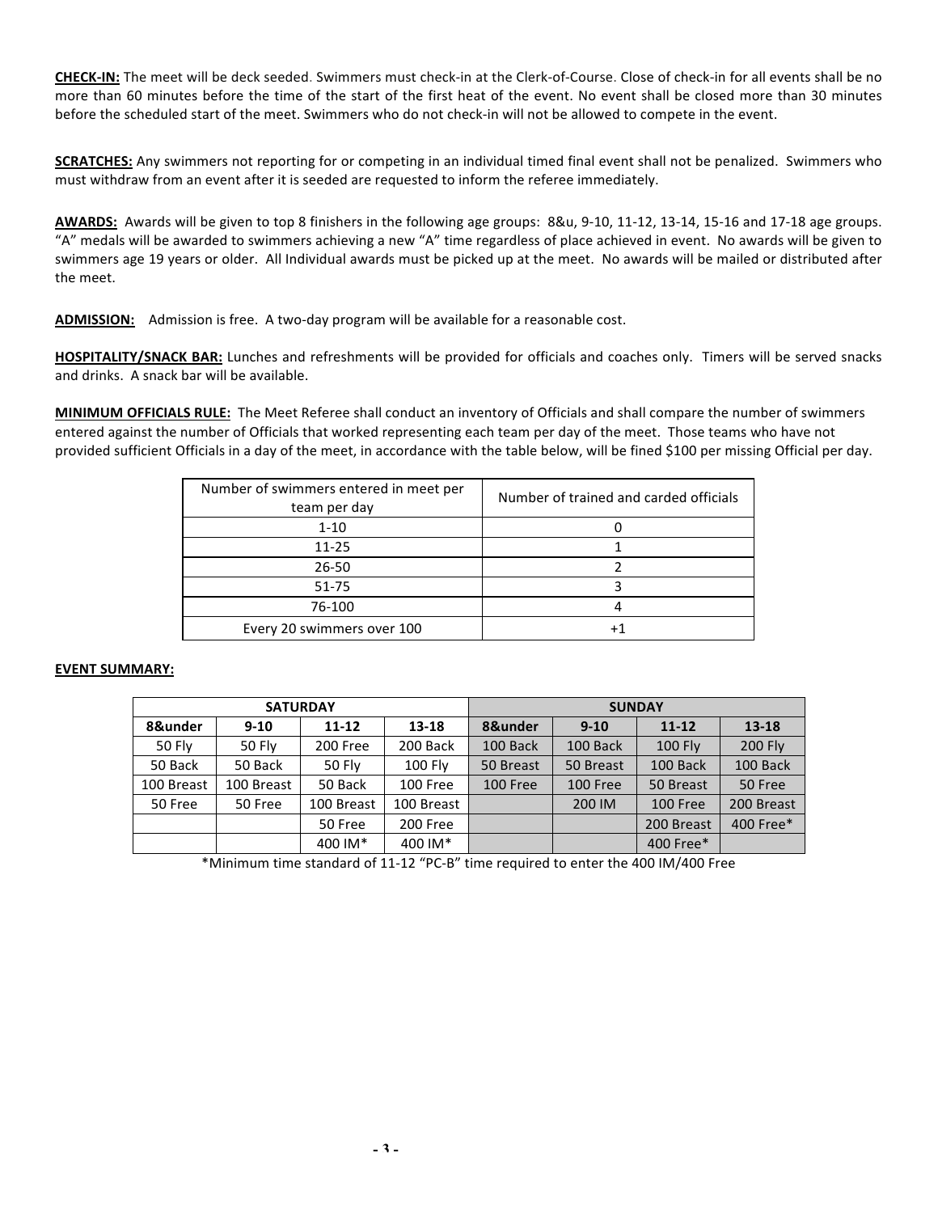**CHECK-IN:** The meet will be deck seeded. Swimmers must check-in at the Clerk-of-Course. Close of check-in for all events shall be no more than 60 minutes before the time of the start of the first heat of the event. No event shall be closed more than 30 minutes before the scheduled start of the meet. Swimmers who do not check-in will not be allowed to compete in the event.

**SCRATCHES:** Any swimmers not reporting for or competing in an individual timed final event shall not be penalized. Swimmers who must withdraw from an event after it is seeded are requested to inform the referee immediately.

**AWARDS:** Awards will be given to top 8 finishers in the following age groups: 8&u, 9-10, 11-12, 13-14, 15-16 and 17-18 age groups. "A" medals will be awarded to swimmers achieving a new "A" time regardless of place achieved in event. No awards will be given to swimmers age 19 years or older. All Individual awards must be picked up at the meet. No awards will be mailed or distributed after the meet.

**ADMISSION:** Admission is free. A two-day program will be available for a reasonable cost.

**HOSPITALITY/SNACK BAR:** Lunches and refreshments will be provided for officials and coaches only. Timers will be served snacks and drinks. A snack bar will be available.

**MINIMUM OFFICIALS RULE:** The Meet Referee shall conduct an inventory of Officials and shall compare the number of swimmers entered against the number of Officials that worked representing each team per day of the meet. Those teams who have not provided sufficient Officials in a day of the meet, in accordance with the table below, will be fined $100 per missing Official per day.

| Number of swimmers entered in meet per team per day | Number of trained and carded officials |
|---|---|
| 1-10 | 0 |
| 11-25 | 1 |
| 26-50 | 2 |
| 51-75 | 3 |
| 76-100 | 4 |
| Every 20 swimmers over 100 | +1 |

**EVENT SUMMARY:**

| SATURDAY | | | | SUNDAY | | | |
|---|---|---|---|---|---|---|---|
| **8&under** | **9-10** | **11-12** | **13-18** | **8&under** | **9-10** | **11-12** | **13-18** |
| 50 Fly | 50 Fly | 200 Free | 200 Back | 100 Back | 100 Back | 100 Fly | 200 Fly |
| 50 Back | 50 Back | 50 Fly | 100 Fly | 50 Breast | 50 Breast | 100 Back | 100 Back |
| 100 Breast | 100 Breast | 50 Back | 100 Free | 100 Free | 100 Free | 50 Breast | 50 Free |
| 50 Free | 50 Free | 100 Breast | 100 Breast | | 200 IM | 100 Free | 200 Breast |
| | | 50 Free | 200 Free | | | 200 Breast | 400 Free* |
| | | 400 IM* | 400 IM* | | | 400 Free* | |

*Minimum time standard of 11-12 "PC-B" time required to enter the 400 IM/400 Free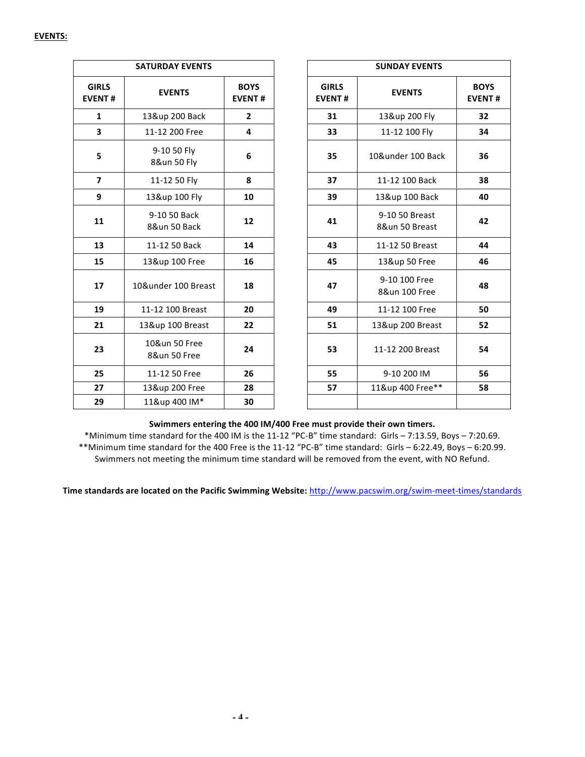**EVENTS:**

| SATURDAY EVENTS | | |
|---|---|---|
| **GIRLS EVENT #** | **EVENTS** | **BOYS EVENT #** |
| **1** | 13&up 200 Back | **2** |
| **3** | 11-12 200 Free | **4** |
| **5** | 9-10 50 Fly<br>8&un 50 Fly | **6** |
| **7** | 11-12 50 Fly | **8** |
| **9** | 13&up 100 Fly | **10** |
| **11** | 9-10 50 Back<br>8&un 50 Back | **12** |
| **13** | 11-12 50 Back | **14** |
| **15** | 13&up 100 Free | **16** |
| **17** | 10&under 100 Breast | **18** |
| **19** | 11-12 100 Breast | **20** |
| **21** | 13&up 100 Breast | **22** |
| **23** | 10&un 50 Free<br>8&un 50 Free | **24** |
| **25** | 11-12 50 Free | **26** |
| **27** | 13&up 200 Free | **28** |
| **29** | 11&up 400 IM* | **30** |

| SUNDAY EVENTS | | |
|---|---|---|
| **GIRLS EVENT #** | **EVENTS** | **BOYS EVENT #** |
| **31** | 13&up 200 Fly | **32** |
| **33** | 11-12 100 Fly | **34** |
| **35** | 10&under 100 Back | **36** |
| **37** | 11-12 100 Back | **38** |
| **39** | 13&up 100 Back | **40** |
| **41** | 9-10 50 Breast<br>8&un 50 Breast | **42** |
| **43** | 11-12 50 Breast | **44** |
| **45** | 13&up 50 Free | **46** |
| **47** | 9-10 100 Free<br>8&un 100 Free | **48** |
| **49** | 11-12 100 Free | **50** |
| **51** | 13&up 200 Breast | **52** |
| **53** | 11-12 200 Breast | **54** |
| **55** | 9-10 200 IM | **56** |
| **57** | 11&up 400 Free** | **58** |
| | | |

**Swimmers entering the 400 IM/400 Free must provide their own timers.**

*Minimum time standard for the 400 IM is the 11-12 "PC-B" time standard: Girls – 7:13.59, Boys – 7:20.69.

**Minimum time standard for the 400 Free is the 11-12 "PC-B" time standard: Girls – 6:22.49, Boys – 6:20.99.

Swimmers not meeting the minimum time standard will be removed from the event, with NO Refund.

**Time standards are located on the Pacific Swimming Website:** http://www.pacswim.org/swim-meet-times/standards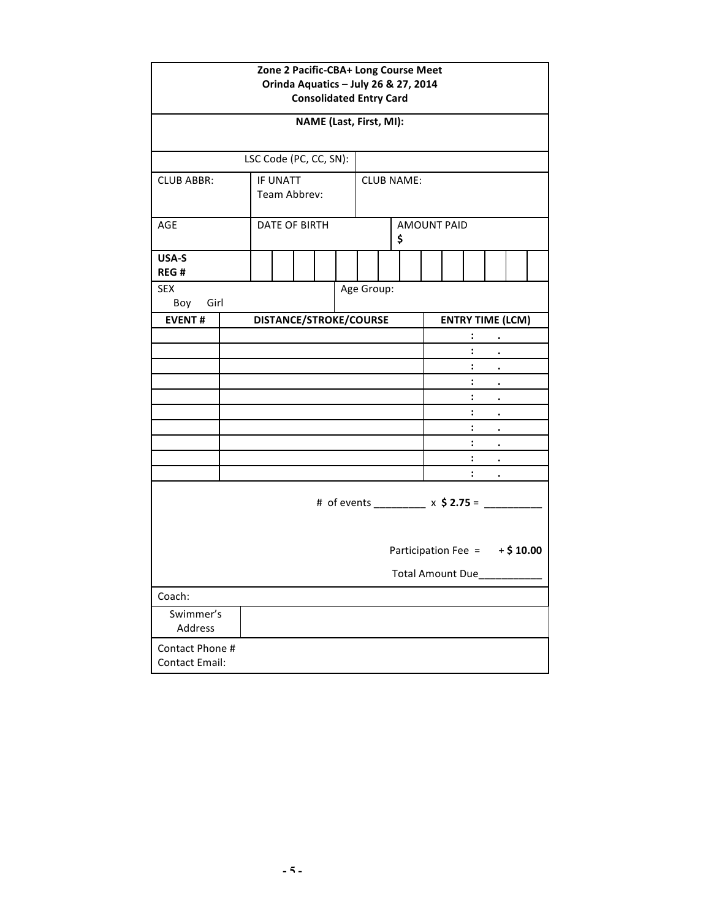**Zone 2 Pacific-CBA+ Long Course Meet**
**Orinda Aquatics – July 26 & 27, 2014**
**Consolidated Entry Card**

**NAME (Last, First, MI):**

LSC Code (PC, CC, SN):

| CLUB ABBR: | IF UNATT Team Abbrev: | CLUB NAME: |
|---|---|---|

| AGE | DATE OF BIRTH | AMOUNT PAID $ |
|---|---|---|

| **USA-S REG #** | | | | | | | | | | | | | | |
|---|---|---|---|---|---|---|---|---|---|---|---|---|---|---|

SEX
Boy Girl

Age Group:

| **EVENT #** | **DISTANCE/STROKE/COURSE** | **ENTRY TIME (LCM)** |
|---|---|---|
| | | : . |
| | | : . |
| | | : . |
| | | : . |
| | | : . |
| | | : . |
| | | : . |
| | | : . |
| | | : . |
| | | : . |

# of events _________ x **$ 2.75** = __________

Participation Fee = + **$ 10.00**

Total Amount Due___________

Coach:

Swimmer's Address

Contact Phone #
Contact Email: